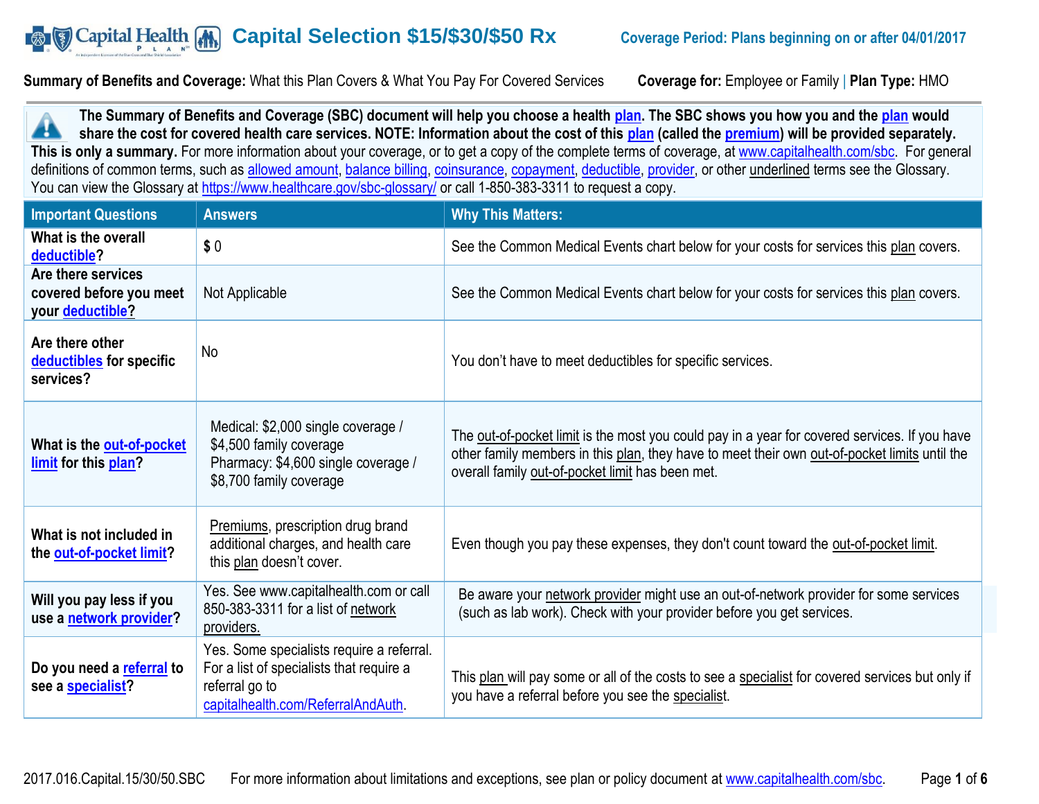# Capital Selection $15/$30/$50 Rx

**Coverage Period: Plans beginning on or after 04/01/2017**

**Summary of Benefits and Coverage:** What this Plan Covers & What You Pay For Covered Services **Coverage for:** Employee or Family | **Plan Type:** HMO

**The Summary of Benefits and Coverage (SBC) document will help you choose a health plan. The SBC shows you how you and the plan would share the cost for covered health care services. NOTE: Information about the cost of this plan (called the premium) will be provided separately.**
**This is only a summary.** For more information about your coverage, or to get a copy of the complete terms of coverage, at www.capitalhealth.com/sbc. For general definitions of common terms, such as allowed amount, balance billing, coinsurance, copayment, deductible, provider, or other underlined terms see the Glossary. You can view the Glossary at https://www.healthcare.gov/sbc-glossary/ or call 1-850-383-3311 to request a copy.

| Important Questions | Answers | Why This Matters: |
|---|---|---|
| **What is the overall deductible?** | $ 0 | See the Common Medical Events chart below for your costs for services this plan covers. |
| **Are there services covered before you meet your deductible?** | Not Applicable | See the Common Medical Events chart below for your costs for services this plan covers. |
| **Are there other deductibles for specific services?** | No | You don't have to meet deductibles for specific services. |
| **What is the out-of-pocket limit for this plan?** | Medical: $2,000 single coverage / $4,500 family coverage<br>Pharmacy: $4,600 single coverage / $8,700 family coverage | The out-of-pocket limit is the most you could pay in a year for covered services. If you have other family members in this plan, they have to meet their own out-of-pocket limits until the overall family out-of-pocket limit has been met. |
| **What is not included in the out-of-pocket limit?** | Premiums, prescription drug brand additional charges, and health care this plan doesn't cover. | Even though you pay these expenses, they don't count toward the out-of-pocket limit. |
| **Will you pay less if you use a network provider?** | Yes. See www.capitalhealth.com or call 850-383-3311 for a list of network providers. | Be aware your network provider might use an out-of-network provider for some services (such as lab work). Check with your provider before you get services. |
| **Do you need a referral to see a specialist?** | Yes. Some specialists require a referral. For a list of specialists that require a referral go to capitalhealth.com/ReferralAndAuth. | This plan will pay some or all of the costs to see a specialist for covered services but only if you have a referral before you see the specialist. |

2017.016.Capital.15/30/50.SBC For more information about limitations and exceptions, see plan or policy document at www.capitalhealth.com/sbc.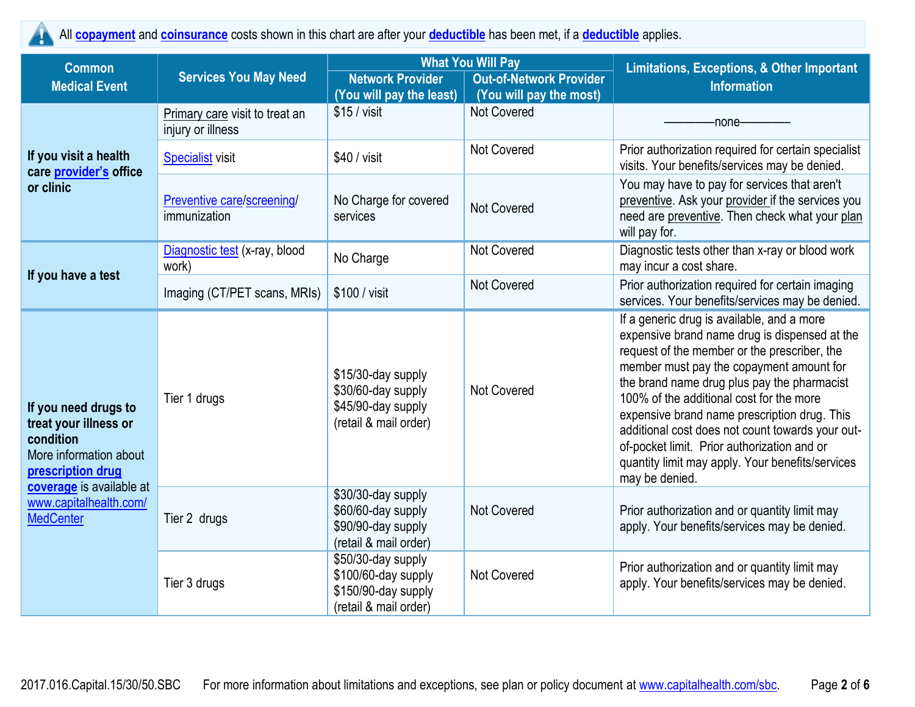All **copayment** and **coinsurance** costs shown in this chart are after your **deductible** has been met, if a **deductible** applies.

| Common Medical Event | Services You May Need | What You Will Pay | | Limitations, Exceptions, & Other Important Information |
|---|---|---|---|---|
| | | Network Provider (You will pay the least) | Out-of-Network Provider (You will pay the most) | |
| **If you visit a health care provider's office or clinic** | Primary care visit to treat an injury or illness | $15 / visit | Not Covered | ————none———— |
| | Specialist visit | $40 / visit | Not Covered | Prior authorization required for certain specialist visits. Your benefits/services may be denied. |
| | Preventive care/screening/ immunization | No Charge for covered services | Not Covered | You may have to pay for services that aren't preventive. Ask your provider if the services you need are preventive. Then check what your plan will pay for. |
| **If you have a test** | Diagnostic test (x-ray, blood work) | No Charge | Not Covered | Diagnostic tests other than x-ray or blood work may incur a cost share. |
| | Imaging (CT/PET scans, MRIs) | $100 / visit | Not Covered | Prior authorization required for certain imaging services. Your benefits/services may be denied. |
| **If you need drugs to treat your illness or condition** More information about **prescription drug coverage** is available at www.capitalhealth.com/ MedCenter | Tier 1 drugs | $15/30-day supply $30/60-day supply $45/90-day supply (retail & mail order) | Not Covered | If a generic drug is available, and a more expensive brand name drug is dispensed at the request of the member or the prescriber, the member must pay the copayment amount for the brand name drug plus pay the pharmacist 100% of the additional cost for the more expensive brand name prescription drug. This additional cost does not count towards your out-of-pocket limit. Prior authorization and or quantity limit may apply. Your benefits/services may be denied. |
| | Tier 2 drugs | $30/30-day supply $60/60-day supply $90/90-day supply (retail & mail order) | Not Covered | Prior authorization and or quantity limit may apply. Your benefits/services may be denied. |
| | Tier 3 drugs | $50/30-day supply $100/60-day supply $150/90-day supply (retail & mail order) | Not Covered | Prior authorization and or quantity limit may apply. Your benefits/services may be denied. |

2017.016.Capital.15/30/50.SBC For more information about limitations and exceptions, see plan or policy document at www.capitalhealth.com/sbc.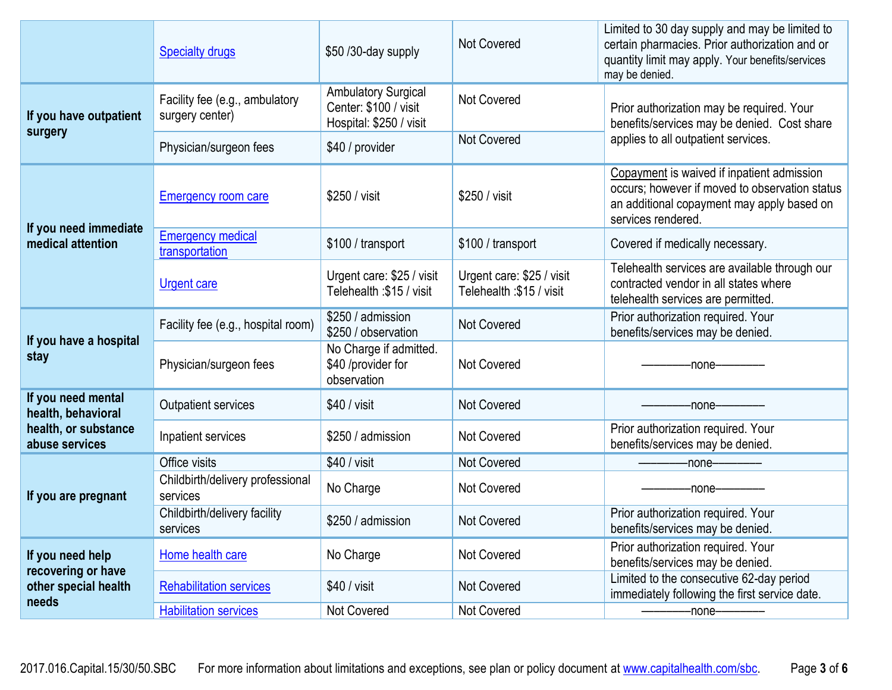| | | | | |
|---|---|---|---|---|
| | Specialty drugs | $50 /30-day supply | Not Covered | Limited to 30 day supply and may be limited to certain pharmacies. Prior authorization and or quantity limit may apply. Your benefits/services may be denied. |
| If you have outpatient surgery | Facility fee (e.g., ambulatory surgery center) | Ambulatory Surgical Center: $100 / visit<br>Hospital: $250 / visit | Not Covered | Prior authorization may be required. Your benefits/services may be denied. Cost share applies to all outpatient services. |
| | Physician/surgeon fees | $40 / provider | Not Covered | |
| If you need immediate medical attention | Emergency room care | $250 / visit | $250 / visit | Copayment is waived if inpatient admission occurs; however if moved to observation status an additional copayment may apply based on services rendered. |
| | Emergency medical transportation | $100 / transport | $100 / transport | Covered if medically necessary. |
| | Urgent care | Urgent care: $25 / visit<br>Telehealth :$15 / visit | Urgent care: $25 / visit<br>Telehealth :$15 / visit | Telehealth services are available through our contracted vendor in all states where telehealth services are permitted. |
| If you have a hospital stay | Facility fee (e.g., hospital room) | $250 / admission<br>$250 / observation | Not Covered | Prior authorization required. Your benefits/services may be denied. |
| | Physician/surgeon fees | No Charge if admitted.<br>$40 /provider for observation | Not Covered | ————none———— |
| If you need mental health, behavioral health, or substance abuse services | Outpatient services | $40 / visit | Not Covered | ————none———— |
| | Inpatient services | $250 / admission | Not Covered | Prior authorization required. Your benefits/services may be denied. |
| If you are pregnant | Office visits | $40 / visit | Not Covered | ————none———— |
| | Childbirth/delivery professional services | No Charge | Not Covered | ————none———— |
| | Childbirth/delivery facility services | $250 / admission | Not Covered | Prior authorization required. Your benefits/services may be denied. |
| If you need help recovering or have other special health needs | Home health care | No Charge | Not Covered | Prior authorization required. Your benefits/services may be denied. |
| | Rehabilitation services | $40 / visit | Not Covered | Limited to the consecutive 62-day period immediately following the first service date. |
| | Habilitation services | Not Covered | Not Covered | ————none———— |

2017.016.Capital.15/30/50.SBC For more information about limitations and exceptions, see plan or policy document at www.capitalhealth.com/sbc.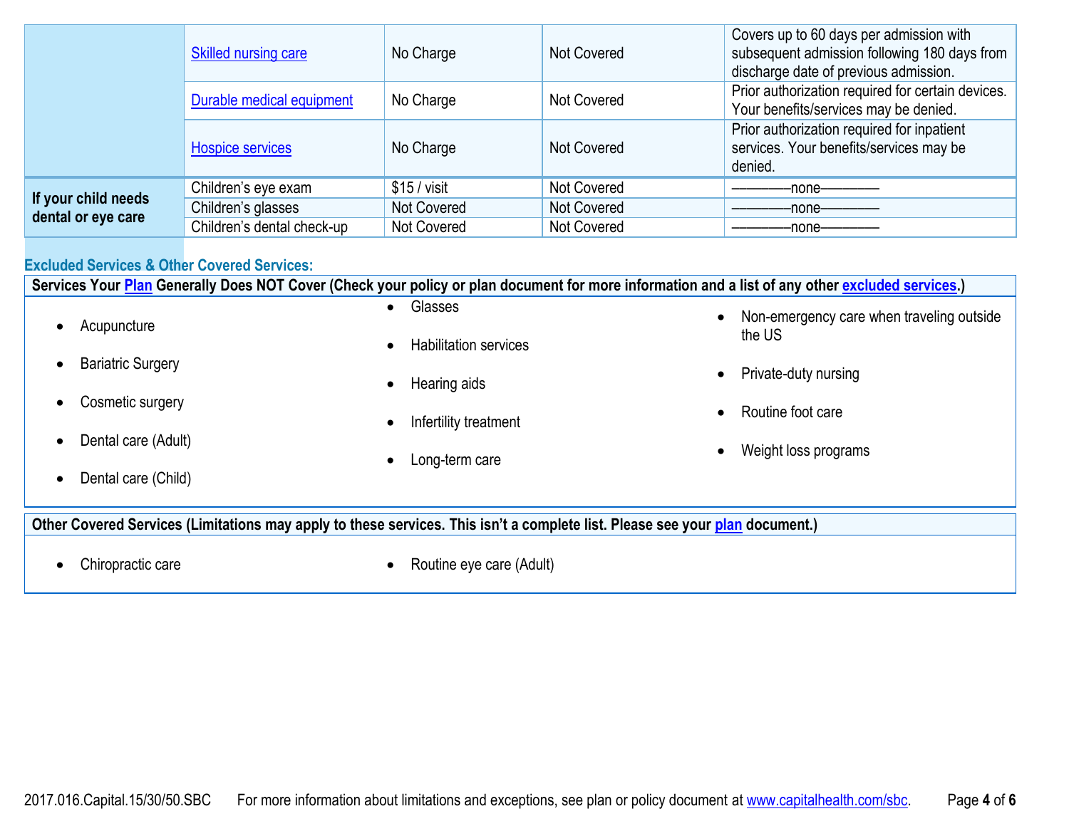| | | | | |
|---|---|---|---|---|
| | Skilled nursing care | No Charge | Not Covered | Covers up to 60 days per admission with subsequent admission following 180 days from discharge date of previous admission. |
| | Durable medical equipment | No Charge | Not Covered | Prior authorization required for certain devices. Your benefits/services may be denied. |
| | Hospice services | No Charge | Not Covered | Prior authorization required for inpatient services. Your benefits/services may be denied. |
| **If your child needs dental or eye care** | Children's eye exam | $15 / visit | Not Covered | ————none———— |
| | Children's glasses | Not Covered | Not Covered | ————none———— |
| | Children's dental check-up | Not Covered | Not Covered | ————none———— |

### Excluded Services & Other Covered Services:

**Services Your Plan Generally Does NOT Cover (Check your policy or plan document for more information and a list of any other excluded services.)**

- Acupuncture
- Bariatric Surgery
- Cosmetic surgery
- Dental care (Adult)
- Dental care (Child)
- Glasses
- Habilitation services
- Hearing aids
- Infertility treatment
- Long-term care
- Non-emergency care when traveling outside the US
- Private-duty nursing
- Routine foot care
- Weight loss programs

**Other Covered Services (Limitations may apply to these services. This isn't a complete list. Please see your plan document.)**

- Chiropractic care
- Routine eye care (Adult)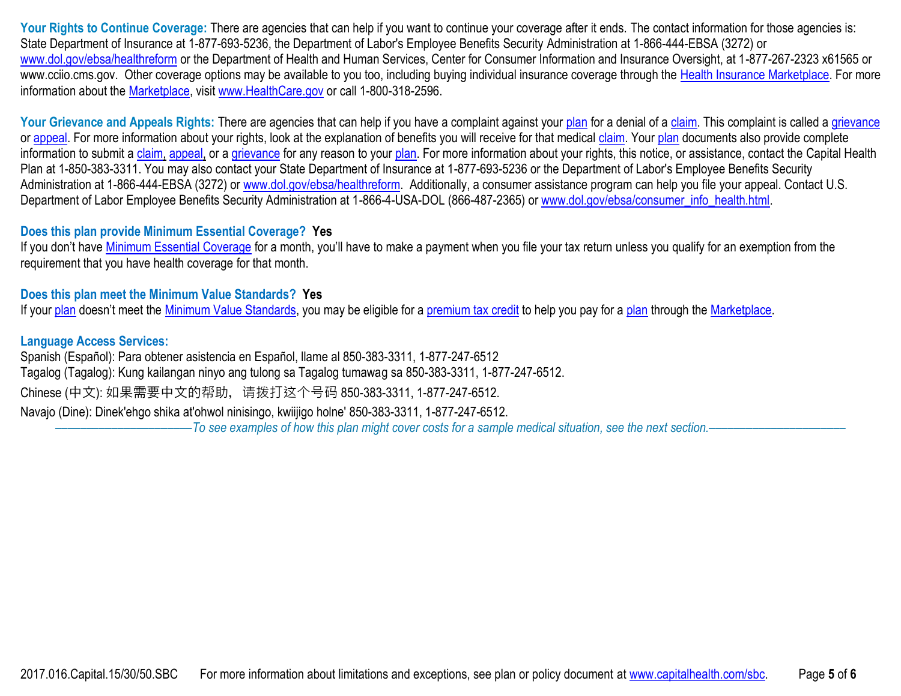**Your Rights to Continue Coverage:** There are agencies that can help if you want to continue your coverage after it ends. The contact information for those agencies is: State Department of Insurance at 1-877-693-5236, the Department of Labor's Employee Benefits Security Administration at 1-866-444-EBSA (3272) or www.dol.gov/ebsa/healthreform or the Department of Health and Human Services, Center for Consumer Information and Insurance Oversight, at 1-877-267-2323 x61565 or www.cciio.cms.gov. Other coverage options may be available to you too, including buying individual insurance coverage through the Health Insurance Marketplace. For more information about the Marketplace, visit www.HealthCare.gov or call 1-800-318-2596.

**Your Grievance and Appeals Rights:** There are agencies that can help if you have a complaint against your plan for a denial of a claim. This complaint is called a grievance or appeal. For more information about your rights, look at the explanation of benefits you will receive for that medical claim. Your plan documents also provide complete information to submit a claim, appeal, or a grievance for any reason to your plan. For more information about your rights, this notice, or assistance, contact the Capital Health Plan at 1-850-383-3311. You may also contact your State Department of Insurance at 1-877-693-5236 or the Department of Labor's Employee Benefits Security Administration at 1-866-444-EBSA (3272) or www.dol.gov/ebsa/healthreform. Additionally, a consumer assistance program can help you file your appeal. Contact U.S. Department of Labor Employee Benefits Security Administration at 1-866-4-USA-DOL (866-487-2365) or www.dol.gov/ebsa/consumer_info_health.html.

**Does this plan provide Minimum Essential Coverage? Yes**

If you don't have Minimum Essential Coverage for a month, you'll have to make a payment when you file your tax return unless you qualify for an exemption from the requirement that you have health coverage for that month.

**Does this plan meet the Minimum Value Standards? Yes**

If your plan doesn't meet the Minimum Value Standards, you may be eligible for a premium tax credit to help you pay for a plan through the Marketplace.

**Language Access Services:**

Spanish (Español): Para obtener asistencia en Español, llame al 850-383-3311, 1-877-247-6512

Tagalog (Tagalog): Kung kailangan ninyo ang tulong sa Tagalog tumawag sa 850-383-3311, 1-877-247-6512.

Chinese (中文): 如果需要中文的帮助，请拨打这个号码 850-383-3311, 1-877-247-6512.

Navajo (Dine): Dinek'ehgo shika at'ohwol ninisingo, kwiijigo holne' 850-383-3311, 1-877-247-6512.

*To see examples of how this plan might cover costs for a sample medical situation, see the next section.*

2017.016.Capital.15/30/50.SBC For more information about limitations and exceptions, see plan or policy document at www.capitalhealth.com/sbc.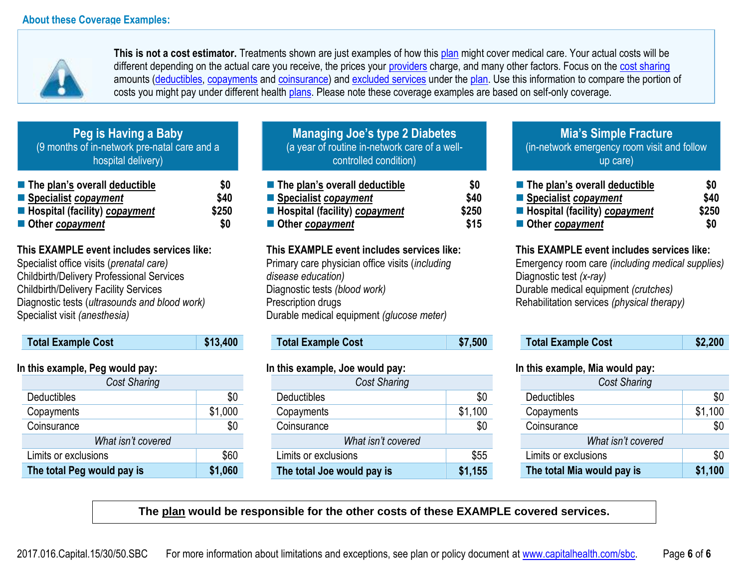## About these Coverage Examples:

**This is not a cost estimator.** Treatments shown are just examples of how this plan might cover medical care. Your actual costs will be different depending on the actual care you receive, the prices your providers charge, and many other factors. Focus on the cost sharing amounts (deductibles, copayments and coinsurance) and excluded services under the plan. Use this information to compare the portion of costs you might pay under different health plans. Please note these coverage examples are based on self-only coverage.

### Peg is Having a Baby
(9 months of in-network pre-natal care and a hospital delivery)

- **The plan's overall deductible** — **$0**
- **Specialist *copayment*** — **$40**
- **Hospital (facility) *copayment*** — **$250**
- **Other *copayment*** — **$0**

**This EXAMPLE event includes services like:**
Specialist office visits (*prenatal care)*
Childbirth/Delivery Professional Services
Childbirth/Delivery Facility Services
Diagnostic tests (*ultrasounds and blood work)*
Specialist visit *(anesthesia)*

| **Total Example Cost** | **$13,400** |
|---|---|

**In this example, Peg would pay:**

| *Cost Sharing* | |
|---|---|
| Deductibles | $0 |
| Copayments | $1,000 |
| Coinsurance | $0 |
| *What isn't covered* | |
| Limits or exclusions | $60 |
| **The total Peg would pay is** | **$1,060** |

### Managing Joe's type 2 Diabetes
(a year of routine in-network care of a well-controlled condition)

- **The plan's overall deductible** — **$0**
- **Specialist *copayment*** — **$40**
- **Hospital (facility) *copayment*** — **$250**
- **Other *copayment*** — **$15**

**This EXAMPLE event includes services like:**
Primary care physician office visits (*including disease education)*
Diagnostic tests *(blood work)*
Prescription drugs
Durable medical equipment *(glucose meter)*

| **Total Example Cost** | **$7,500** |
|---|---|

**In this example, Joe would pay:**

| *Cost Sharing* | |
|---|---|
| Deductibles | $0 |
| Copayments | $1,100 |
| Coinsurance | $0 |
| *What isn't covered* | |
| Limits or exclusions | $55 |
| **The total Joe would pay is** | **$1,155** |

### Mia's Simple Fracture
(in-network emergency room visit and follow up care)

- **The plan's overall deductible** — **$0**
- **Specialist *copayment*** — **$40**
- **Hospital (facility) *copayment*** — **$250**
- **Other *copayment*** — **$0**

**This EXAMPLE event includes services like:**
Emergency room care *(including medical supplies)*
Diagnostic test *(x-ray)*
Durable medical equipment *(crutches)*
Rehabilitation services *(physical therapy)*

| **Total Example Cost** | **$2,200** |
|---|---|

**In this example, Mia would pay:**

| *Cost Sharing* | |
|---|---|
| Deductibles | $0 |
| Copayments | $1,100 |
| Coinsurance | $0 |
| *What isn't covered* | |
| Limits or exclusions | $0 |
| **The total Mia would pay is** | **$1,100** |

**The plan would be responsible for the other costs of these EXAMPLE covered services.**

2017.016.Capital.15/30/50.SBC For more information about limitations and exceptions, see plan or policy document at www.capitalhealth.com/sbc.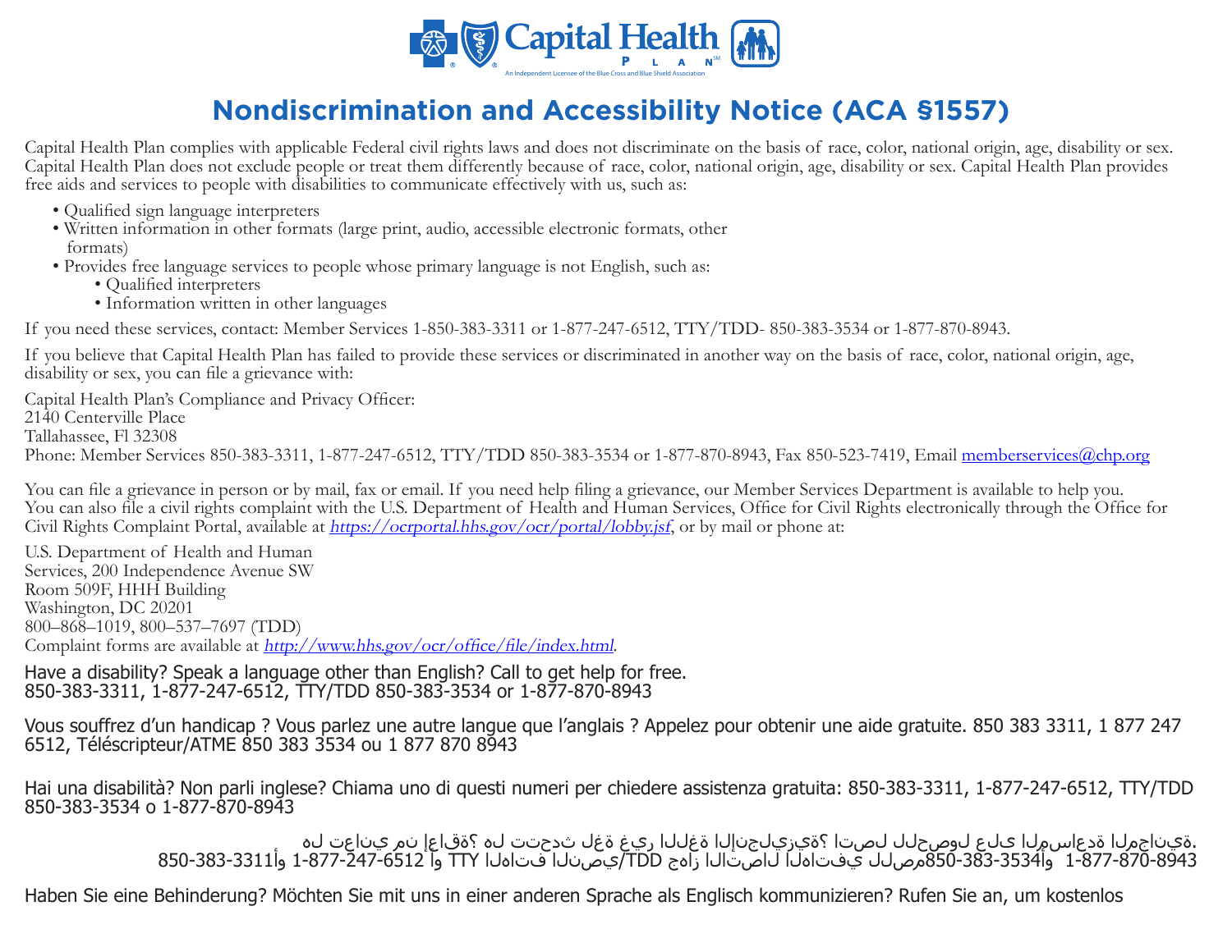Capital Health Plan

An Independent Licensee of the Blue Cross and Blue Shield Association

# Nondiscrimination and Accessibility Notice (ACA §1557)

Capital Health Plan complies with applicable Federal civil rights laws and does not discriminate on the basis of race, color, national origin, age, disability or sex. Capital Health Plan does not exclude people or treat them differently because of race, color, national origin, age, disability or sex. Capital Health Plan provides free aids and services to people with disabilities to communicate effectively with us, such as:

- Qualified sign language interpreters
- Written information in other formats (large print, audio, accessible electronic formats, other formats)
- Provides free language services to people whose primary language is not English, such as:
  - Qualified interpreters
  - Information written in other languages

If you need these services, contact: Member Services 1-850-383-3311 or 1-877-247-6512, TTY/TDD- 850-383-3534 or 1-877-870-8943.

If you believe that Capital Health Plan has failed to provide these services or discriminated in another way on the basis of race, color, national origin, age, disability or sex, you can file a grievance with:

Capital Health Plan's Compliance and Privacy Officer:
2140 Centerville Place
Tallahassee, Fl 32308
Phone: Member Services 850-383-3311, 1-877-247-6512, TTY/TDD 850-383-3534 or 1-877-870-8943, Fax 850-523-7419, Email memberservices@chp.org

You can file a grievance in person or by mail, fax or email. If you need help filing a grievance, our Member Services Department is available to help you. You can also file a civil rights complaint with the U.S. Department of Health and Human Services, Office for Civil Rights electronically through the Office for Civil Rights Complaint Portal, available at *https://ocrportal.hhs.gov/ocr/portal/lobby.jsf*, or by mail or phone at:

U.S. Department of Health and Human
Services, 200 Independence Avenue SW
Room 509F, HHH Building
Washington, DC 20201
800–868–1019, 800–537–7697 (TDD)
Complaint forms are available at *http://www.hhs.gov/ocr/office/file/index.html*.

Have a disability? Speak a language other than English? Call to get help for free.
850-383-3311, 1-877-247-6512, TTY/TDD 850-383-3534 or 1-877-870-8943

Vous souffrez d'un handicap ? Vous parlez une autre langue que l'anglais ? Appelez pour obtenir une aide gratuite. 850 383 3311, 1 877 247 6512, Téléscripteur/ATME 850 383 3534 ou 1 877 870 8943

Hai una disabilità? Non parli inglese? Chiama uno di questi numeri per chiedere assistenza gratuita: 850-383-3311, 1-877-247-6512, TTY/TDD 850-383-3534 o 1-877-870-8943

هل تعاني من إعاقة؟ هل تتحدث لغة غير اللغة الإنجليزية؟ اتصل للحصول على المساعدة المجانية.
850-383-3311 أو 1-877-247-6512 و TTY الهاتف النصي/TDD جهاز الاتصال الهاتفي للمصم 850-383-3534 أو 1-877-870-8943

Haben Sie eine Behinderung? Möchten Sie mit uns in einer anderen Sprache als Englisch kommunizieren? Rufen Sie an, um kostenlos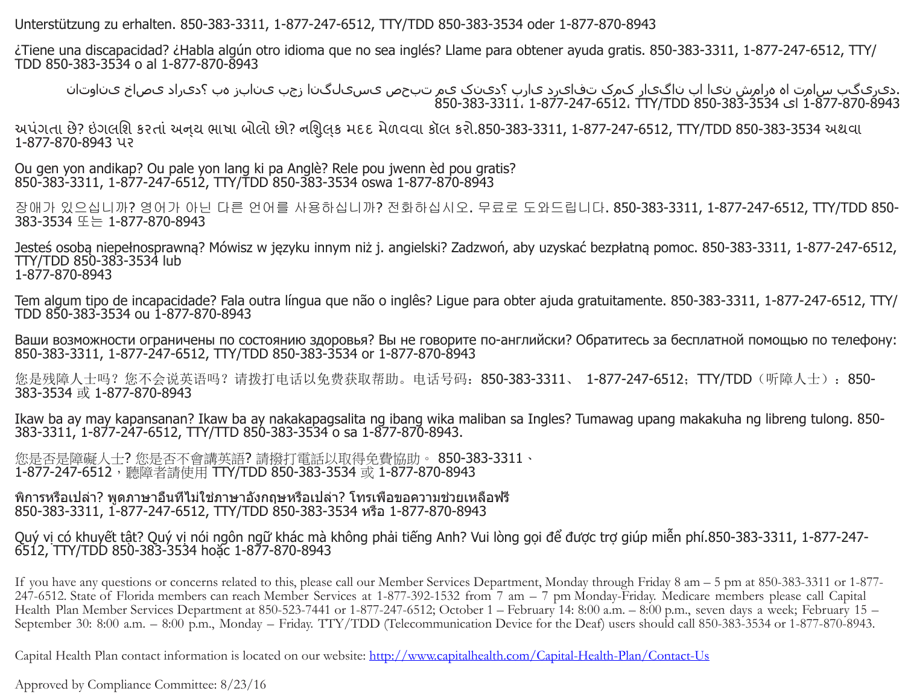Unterstützung zu erhalten. 850-383-3311, 1-877-247-6512, TTY/TDD 850-383-3534 oder 1-877-870-8943

¿Tiene una discapacidad? ¿Habla algún otro idioma que no sea inglés? Llame para obtener ayuda gratis. 850-383-3311, 1-877-247-6512, TTY/TDD 850-383-3534 o al 1-877-870-8943

ناتوانی خاصی دارید؟ به زبانی بجز انگلیسی صحبت می کنید؟ برای دریافت کمک رایگان با این شماره ها تماس بگیرید. 850-383-3311، 1-877-247-6512، TTY/TDD 850-383-3534 یا 1-877-870-8943

અપંગતા છે? અંગ્રેજી સિવાય અન્ય ભાષા બોલો છો? નિશુલ્ક મદદ મેળવવા કૉલ કરો.850-383-3311, 1-877-247-6512, TTY/TDD 850-383-3534 અથવા 1-877-870-8943 પર

Ou gen yon andikap? Ou pale yon lang ki pa Anglè? Rele pou jwenn èd pou gratis?
850-383-3311, 1-877-247-6512, TTY/TDD 850-383-3534 oswa 1-877-870-8943

장애가 있으십니까? 영어가 아닌 다른 언어를 사용하십니까? 전화하십시오. 무료로 도와드립니다. 850-383-3311, 1-877-247-6512, TTY/TDD 850-383-3534 또는 1-877-870-8943

Jesteś osobą niepełnosprawną? Mówisz w języku innym niż j. angielski? Zadzwoń, aby uzyskać bezpłatną pomoc. 850-383-3311, 1-877-247-6512, TTY/TDD 850-383-3534 lub
1-877-870-8943

Tem algum tipo de incapacidade? Fala outra língua que não o inglês? Ligue para obter ajuda gratuitamente. 850-383-3311, 1-877-247-6512, TTY/TDD 850-383-3534 ou 1-877-870-8943

Ваши возможности ограничены по состоянию здоровья? Вы не говорите по-английски? Обратитесь за бесплатной помощью по телефону: 850-383-3311, 1-877-247-6512, TTY/TDD 850-383-3534 or 1-877-870-8943

您是残障人士吗？您不会说英语吗？请拨打电话以免费获取帮助。电话号码：850-383-3311、 1-877-247-6512；TTY/TDD（听障人士）：850-383-3534 或 1-877-870-8943

Ikaw ba ay may kapansanan? Ikaw ba ay nakakapagsalita ng ibang wika maliban sa Ingles? Tumawag upang makakuha ng libreng tulong. 850-383-3311, 1-877-247-6512, TTY/TTD 850-383-3534 o sa 1-877-870-8943.

您是否是障礙人士? 您是否不會講英語? 請撥打電話以取得免費協助。 850-383-3311、
1-877-247-6512，聽障者請使用 TTY/TDD 850-383-3534 或 1-877-870-8943

พิการหรือเปล่า? พูดภาษาอื่นที่ไม่ใช่ภาษาอังกฤษหรือเปล่า? โทรเพื่อขอความช่วยเหลือฟรี
850-383-3311, 1-877-247-6512, TTY/TDD 850-383-3534 หรือ 1-877-870-8943

Quý vị có khuyết tật? Quý vị nói ngôn ngữ khác mà không phải tiếng Anh? Vui lòng gọi để được trợ giúp miễn phí.850-383-3311, 1-877-247-6512, TTY/TDD 850-383-3534 hoặc 1-877-870-8943

If you have any questions or concerns related to this, please call our Member Services Department, Monday through Friday 8 am – 5 pm at 850-383-3311 or 1-877-247-6512. State of Florida members can reach Member Services at 1-877-392-1532 from 7 am – 7 pm Monday-Friday. Medicare members please call Capital Health Plan Member Services Department at 850-523-7441 or 1-877-247-6512; October 1 – February 14: 8:00 a.m. – 8:00 p.m., seven days a week; February 15 – September 30: 8:00 a.m. – 8:00 p.m., Monday – Friday. TTY/TDD (Telecommunication Device for the Deaf) users should call 850-383-3534 or 1-877-870-8943.

Capital Health Plan contact information is located on our website: http://www.capitalhealth.com/Capital-Health-Plan/Contact-Us

Approved by Compliance Committee: 8/23/16